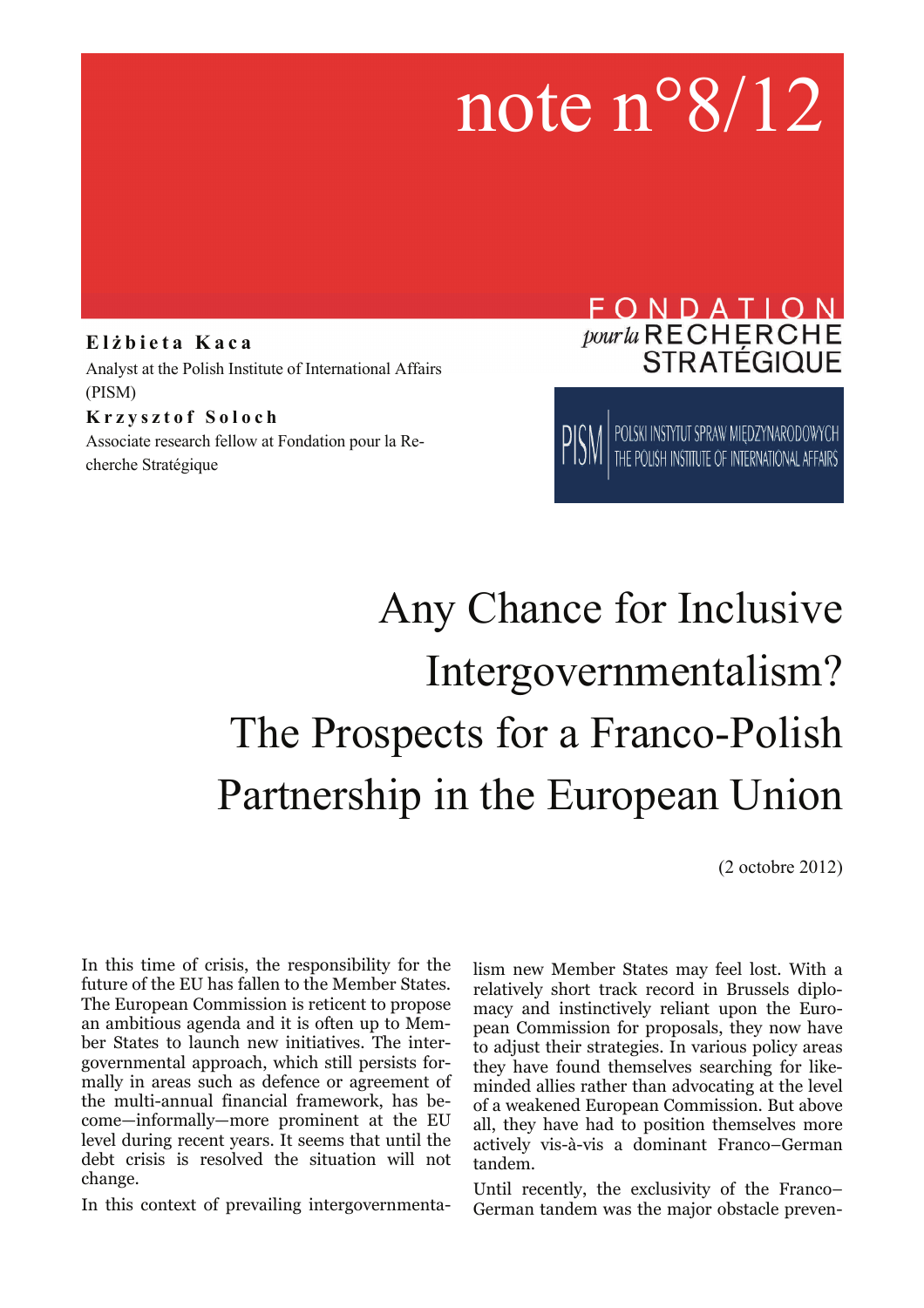note n°8/12

**Elżbieta Kaca**
Analyst at the Polish Institute of International Affairs (PISM)

**Krzysztof Soloch**
Associate research fellow at Fondation pour la Recherche Stratégique

FONDATION pour la RECHERCHE STRATÉGIQUE

PISM POLSKI INSTYTUT SPRAW MIĘDZYNARODOWYCH THE POLISH INSTITUTE OF INTERNATIONAL AFFAIRS

# Any Chance for Inclusive Intergovernmentalism? The Prospects for a Franco-Polish Partnership in the European Union

(2 octobre 2012)

In this time of crisis, the responsibility for the future of the EU has fallen to the Member States. The European Commission is reticent to propose an ambitious agenda and it is often up to Member States to launch new initiatives. The intergovernmental approach, which still persists formally in areas such as defence or agreement of the multi-annual financial framework, has become—informally—more prominent at the EU level during recent years. It seems that until the debt crisis is resolved the situation will not change.

In this context of prevailing intergovernmentalism new Member States may feel lost. With a relatively short track record in Brussels diplomacy and instinctively reliant upon the European Commission for proposals, they now have to adjust their strategies. In various policy areas they have found themselves searching for like-minded allies rather than advocating at the level of a weakened European Commission. But above all, they have had to position themselves more actively vis-à-vis a dominant Franco–German tandem.

Until recently, the exclusivity of the Franco–German tandem was the major obstacle preven-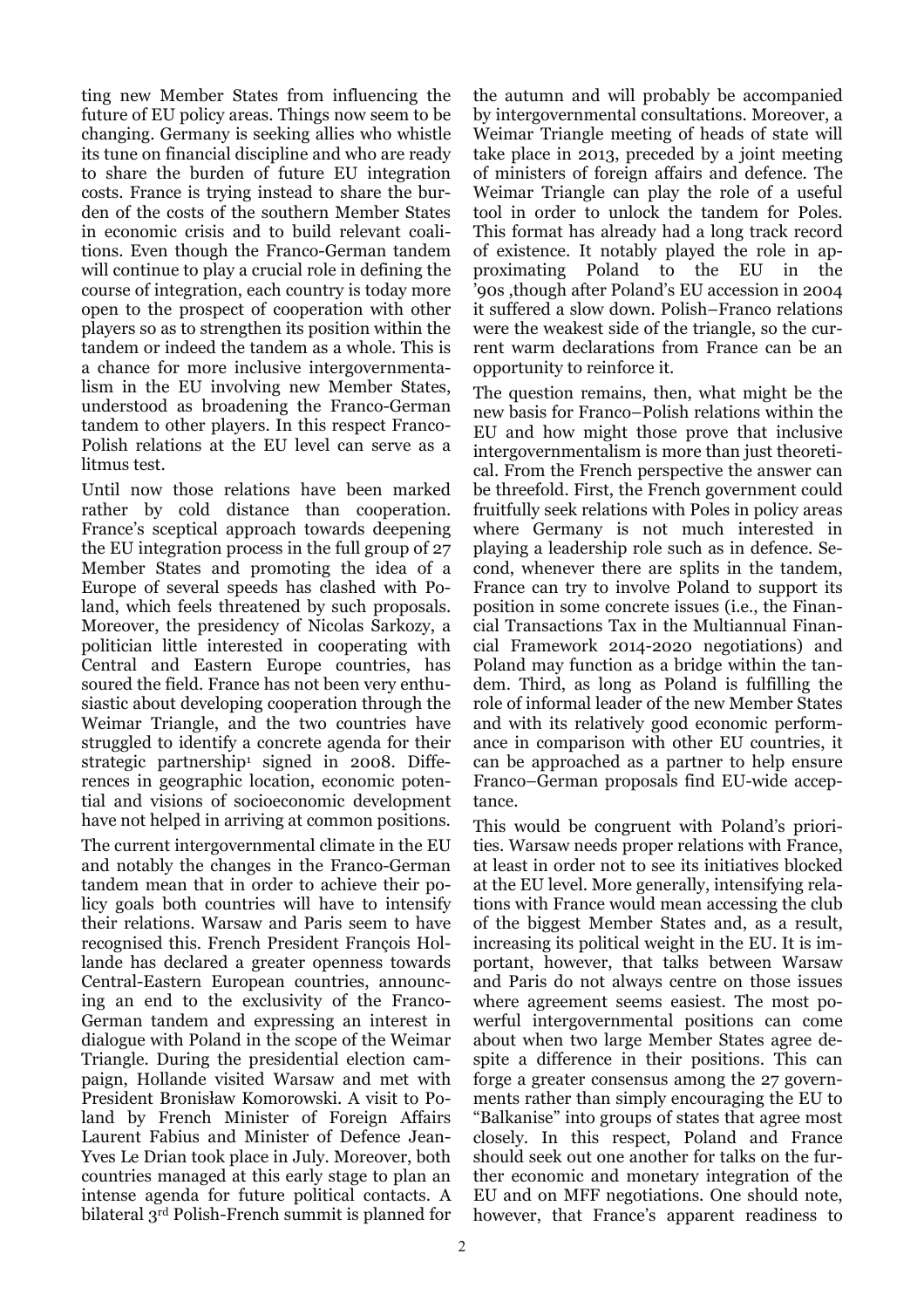ting new Member States from influencing the future of EU policy areas. Things now seem to be changing. Germany is seeking allies who whistle its tune on financial discipline and who are ready to share the burden of future EU integration costs. France is trying instead to share the burden of the costs of the southern Member States in economic crisis and to build relevant coalitions. Even though the Franco-German tandem will continue to play a crucial role in defining the course of integration, each country is today more open to the prospect of cooperation with other players so as to strengthen its position within the tandem or indeed the tandem as a whole. This is a chance for more inclusive intergovernmentalism in the EU involving new Member States, understood as broadening the Franco-German tandem to other players. In this respect Franco-Polish relations at the EU level can serve as a litmus test.

Until now those relations have been marked rather by cold distance than cooperation. France's sceptical approach towards deepening the EU integration process in the full group of 27 Member States and promoting the idea of a Europe of several speeds has clashed with Poland, which feels threatened by such proposals. Moreover, the presidency of Nicolas Sarkozy, a politician little interested in cooperating with Central and Eastern Europe countries, has soured the field. France has not been very enthusiastic about developing cooperation through the Weimar Triangle, and the two countries have struggled to identify a concrete agenda for their strategic partnership[1] signed in 2008. Differences in geographic location, economic potential and visions of socioeconomic development have not helped in arriving at common positions.

The current intergovernmental climate in the EU and notably the changes in the Franco-German tandem mean that in order to achieve their policy goals both countries will have to intensify their relations. Warsaw and Paris seem to have recognised this. French President François Hollande has declared a greater openness towards Central-Eastern European countries, announcing an end to the exclusivity of the Franco-German tandem and expressing an interest in dialogue with Poland in the scope of the Weimar Triangle. During the presidential election campaign, Hollande visited Warsaw and met with President Bronisław Komorowski. A visit to Poland by French Minister of Foreign Affairs Laurent Fabius and Minister of Defence Jean-Yves Le Drian took place in July. Moreover, both countries managed at this early stage to plan an intense agenda for future political contacts. A bilateral 3rd Polish-French summit is planned for the autumn and will probably be accompanied by intergovernmental consultations. Moreover, a Weimar Triangle meeting of heads of state will take place in 2013, preceded by a joint meeting of ministers of foreign affairs and defence. The Weimar Triangle can play the role of a useful tool in order to unlock the tandem for Poles. This format has already had a long track record of existence. It notably played the role in approximating Poland to the EU in the '90s ,though after Poland's EU accession in 2004 it suffered a slow down. Polish–Franco relations were the weakest side of the triangle, so the current warm declarations from France can be an opportunity to reinforce it.

The question remains, then, what might be the new basis for Franco–Polish relations within the EU and how might those prove that inclusive intergovernmentalism is more than just theoretical. From the French perspective the answer can be threefold. First, the French government could fruitfully seek relations with Poles in policy areas where Germany is not much interested in playing a leadership role such as in defence. Second, whenever there are splits in the tandem, France can try to involve Poland to support its position in some concrete issues (i.e., the Financial Transactions Tax in the Multiannual Financial Framework 2014-2020 negotiations) and Poland may function as a bridge within the tandem. Third, as long as Poland is fulfilling the role of informal leader of the new Member States and with its relatively good economic performance in comparison with other EU countries, it can be approached as a partner to help ensure Franco–German proposals find EU-wide acceptance.

This would be congruent with Poland's priorities. Warsaw needs proper relations with France, at least in order not to see its initiatives blocked at the EU level. More generally, intensifying relations with France would mean accessing the club of the biggest Member States and, as a result, increasing its political weight in the EU. It is important, however, that talks between Warsaw and Paris do not always centre on those issues where agreement seems easiest. The most powerful intergovernmental positions can come about when two large Member States agree despite a difference in their positions. This can forge a greater consensus among the 27 governments rather than simply encouraging the EU to "Balkanise" into groups of states that agree most closely. In this respect, Poland and France should seek out one another for talks on the further economic and monetary integration of the EU and on MFF negotiations. One should note, however, that France's apparent readiness to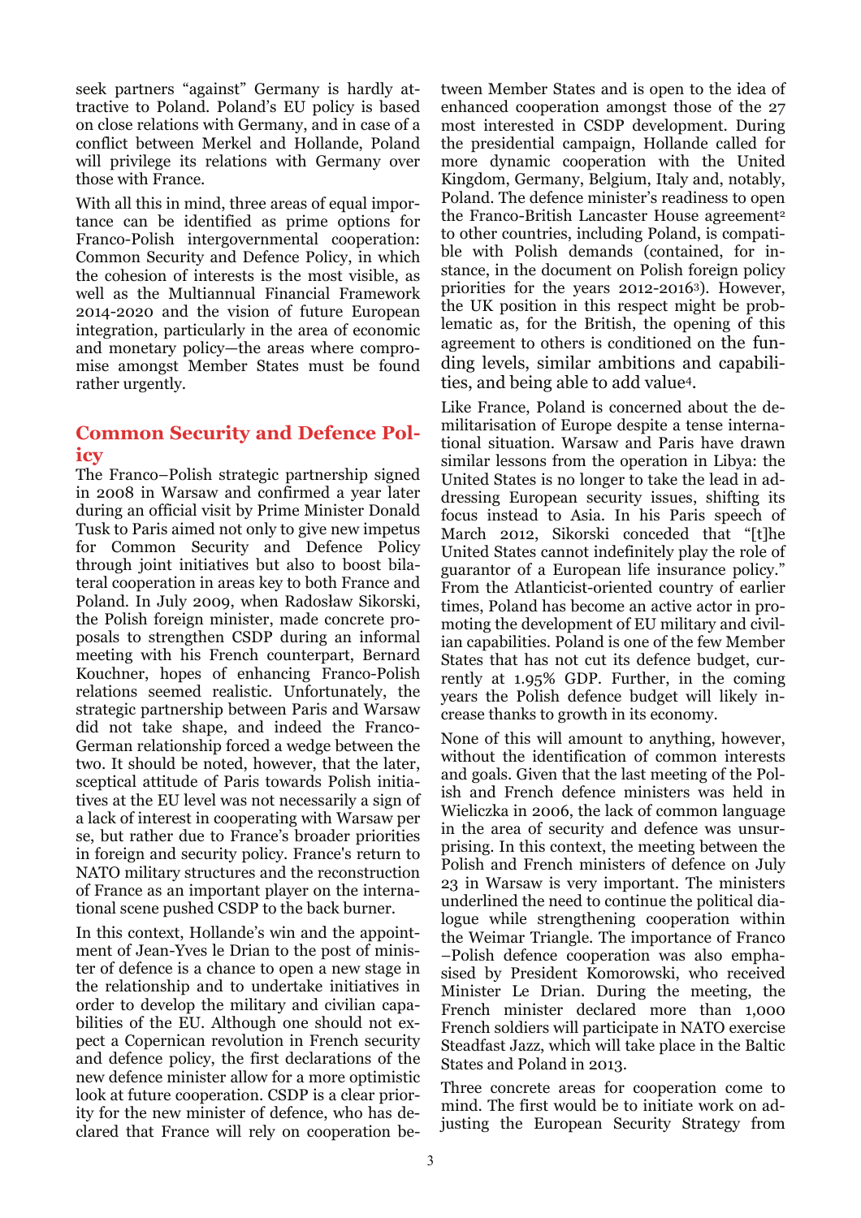seek partners "against" Germany is hardly attractive to Poland. Poland's EU policy is based on close relations with Germany, and in case of a conflict between Merkel and Hollande, Poland will privilege its relations with Germany over those with France.

With all this in mind, three areas of equal importance can be identified as prime options for Franco-Polish intergovernmental cooperation: Common Security and Defence Policy, in which the cohesion of interests is the most visible, as well as the Multiannual Financial Framework 2014-2020 and the vision of future European integration, particularly in the area of economic and monetary policy—the areas where compromise amongst Member States must be found rather urgently.

## Common Security and Defence Policy

The Franco–Polish strategic partnership signed in 2008 in Warsaw and confirmed a year later during an official visit by Prime Minister Donald Tusk to Paris aimed not only to give new impetus for Common Security and Defence Policy through joint initiatives but also to boost bilateral cooperation in areas key to both France and Poland. In July 2009, when Radosław Sikorski, the Polish foreign minister, made concrete proposals to strengthen CSDP during an informal meeting with his French counterpart, Bernard Kouchner, hopes of enhancing Franco-Polish relations seemed realistic. Unfortunately, the strategic partnership between Paris and Warsaw did not take shape, and indeed the Franco-German relationship forced a wedge between the two. It should be noted, however, that the later, sceptical attitude of Paris towards Polish initiatives at the EU level was not necessarily a sign of a lack of interest in cooperating with Warsaw per se, but rather due to France's broader priorities in foreign and security policy. France's return to NATO military structures and the reconstruction of France as an important player on the international scene pushed CSDP to the back burner.

In this context, Hollande's win and the appointment of Jean-Yves le Drian to the post of minister of defence is a chance to open a new stage in the relationship and to undertake initiatives in order to develop the military and civilian capabilities of the EU. Although one should not expect a Copernican revolution in French security and defence policy, the first declarations of the new defence minister allow for a more optimistic look at future cooperation. CSDP is a clear priority for the new minister of defence, who has declared that France will rely on cooperation between Member States and is open to the idea of enhanced cooperation amongst those of the 27 most interested in CSDP development. During the presidential campaign, Hollande called for more dynamic cooperation with the United Kingdom, Germany, Belgium, Italy and, notably, Poland. The defence minister's readiness to open the Franco-British Lancaster House agreement[2] to other countries, including Poland, is compatible with Polish demands (contained, for instance, in the document on Polish foreign policy priorities for the years 2012-2016[3]). However, the UK position in this respect might be problematic as, for the British, the opening of this agreement to others is conditioned on the funding levels, similar ambitions and capabilities, and being able to add value[4].

Like France, Poland is concerned about the demilitarisation of Europe despite a tense international situation. Warsaw and Paris have drawn similar lessons from the operation in Libya: the United States is no longer to take the lead in addressing European security issues, shifting its focus instead to Asia. In his Paris speech of March 2012, Sikorski conceded that "[t]he United States cannot indefinitely play the role of guarantor of a European life insurance policy." From the Atlanticist-oriented country of earlier times, Poland has become an active actor in promoting the development of EU military and civilian capabilities. Poland is one of the few Member States that has not cut its defence budget, currently at 1.95% GDP. Further, in the coming years the Polish defence budget will likely increase thanks to growth in its economy.

None of this will amount to anything, however, without the identification of common interests and goals. Given that the last meeting of the Polish and French defence ministers was held in Wieliczka in 2006, the lack of common language in the area of security and defence was unsurprising. In this context, the meeting between the Polish and French ministers of defence on July 23 in Warsaw is very important. The ministers underlined the need to continue the political dialogue while strengthening cooperation within the Weimar Triangle. The importance of Franco–Polish defence cooperation was also emphasised by President Komorowski, who received Minister Le Drian. During the meeting, the French minister declared more than 1,000 French soldiers will participate in NATO exercise Steadfast Jazz, which will take place in the Baltic States and Poland in 2013.

Three concrete areas for cooperation come to mind. The first would be to initiate work on adjusting the European Security Strategy from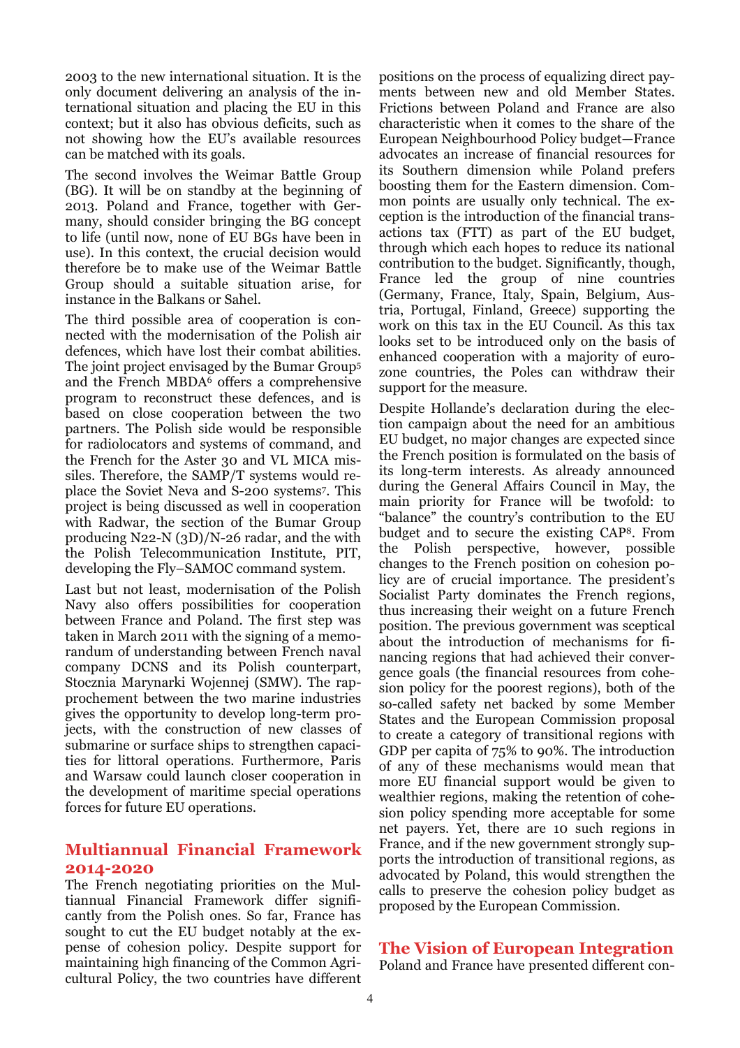2003 to the new international situation. It is the only document delivering an analysis of the international situation and placing the EU in this context; but it also has obvious deficits, such as not showing how the EU's available resources can be matched with its goals.

The second involves the Weimar Battle Group (BG). It will be on standby at the beginning of 2013. Poland and France, together with Germany, should consider bringing the BG concept to life (until now, none of EU BGs have been in use). In this context, the crucial decision would therefore be to make use of the Weimar Battle Group should a suitable situation arise, for instance in the Balkans or Sahel.

The third possible area of cooperation is connected with the modernisation of the Polish air defences, which have lost their combat abilities. The joint project envisaged by the Bumar Group[5] and the French MBDA[6] offers a comprehensive program to reconstruct these defences, and is based on close cooperation between the two partners. The Polish side would be responsible for radiolocators and systems of command, and the French for the Aster 30 and VL MICA missiles. Therefore, the SAMP/T systems would replace the Soviet Neva and S-200 systems[7]. This project is being discussed as well in cooperation with Radwar, the section of the Bumar Group producing N22-N (3D)/N-26 radar, and the with the Polish Telecommunication Institute, PIT, developing the Fly–SAMOC command system.

Last but not least, modernisation of the Polish Navy also offers possibilities for cooperation between France and Poland. The first step was taken in March 2011 with the signing of a memorandum of understanding between French naval company DCNS and its Polish counterpart, Stocznia Marynarki Wojennej (SMW). The rapprochement between the two marine industries gives the opportunity to develop long-term projects, with the construction of new classes of submarine or surface ships to strengthen capacities for littoral operations. Furthermore, Paris and Warsaw could launch closer cooperation in the development of maritime special operations forces for future EU operations.

## Multiannual Financial Framework 2014-2020

The French negotiating priorities on the Multiannual Financial Framework differ significantly from the Polish ones. So far, France has sought to cut the EU budget notably at the expense of cohesion policy. Despite support for maintaining high financing of the Common Agricultural Policy, the two countries have different positions on the process of equalizing direct payments between new and old Member States. Frictions between Poland and France are also characteristic when it comes to the share of the European Neighbourhood Policy budget—France advocates an increase of financial resources for its Southern dimension while Poland prefers boosting them for the Eastern dimension. Common points are usually only technical. The exception is the introduction of the financial transactions tax (FTT) as part of the EU budget, through which each hopes to reduce its national contribution to the budget. Significantly, though, France led the group of nine countries (Germany, France, Italy, Spain, Belgium, Austria, Portugal, Finland, Greece) supporting the work on this tax in the EU Council. As this tax looks set to be introduced only on the basis of enhanced cooperation with a majority of eurozone countries, the Poles can withdraw their support for the measure.

Despite Hollande's declaration during the election campaign about the need for an ambitious EU budget, no major changes are expected since the French position is formulated on the basis of its long-term interests. As already announced during the General Affairs Council in May, the main priority for France will be twofold: to "balance" the country's contribution to the EU budget and to secure the existing CAP[8]. From the Polish perspective, however, possible changes to the French position on cohesion policy are of crucial importance. The president's Socialist Party dominates the French regions, thus increasing their weight on a future French position. The previous government was sceptical about the introduction of mechanisms for financing regions that had achieved their convergence goals (the financial resources from cohesion policy for the poorest regions), both of the so-called safety net backed by some Member States and the European Commission proposal to create a category of transitional regions with GDP per capita of 75% to 90%. The introduction of any of these mechanisms would mean that more EU financial support would be given to wealthier regions, making the retention of cohesion policy spending more acceptable for some net payers. Yet, there are 10 such regions in France, and if the new government strongly supports the introduction of transitional regions, as advocated by Poland, this would strengthen the calls to preserve the cohesion policy budget as proposed by the European Commission.

## The Vision of European Integration

Poland and France have presented different con-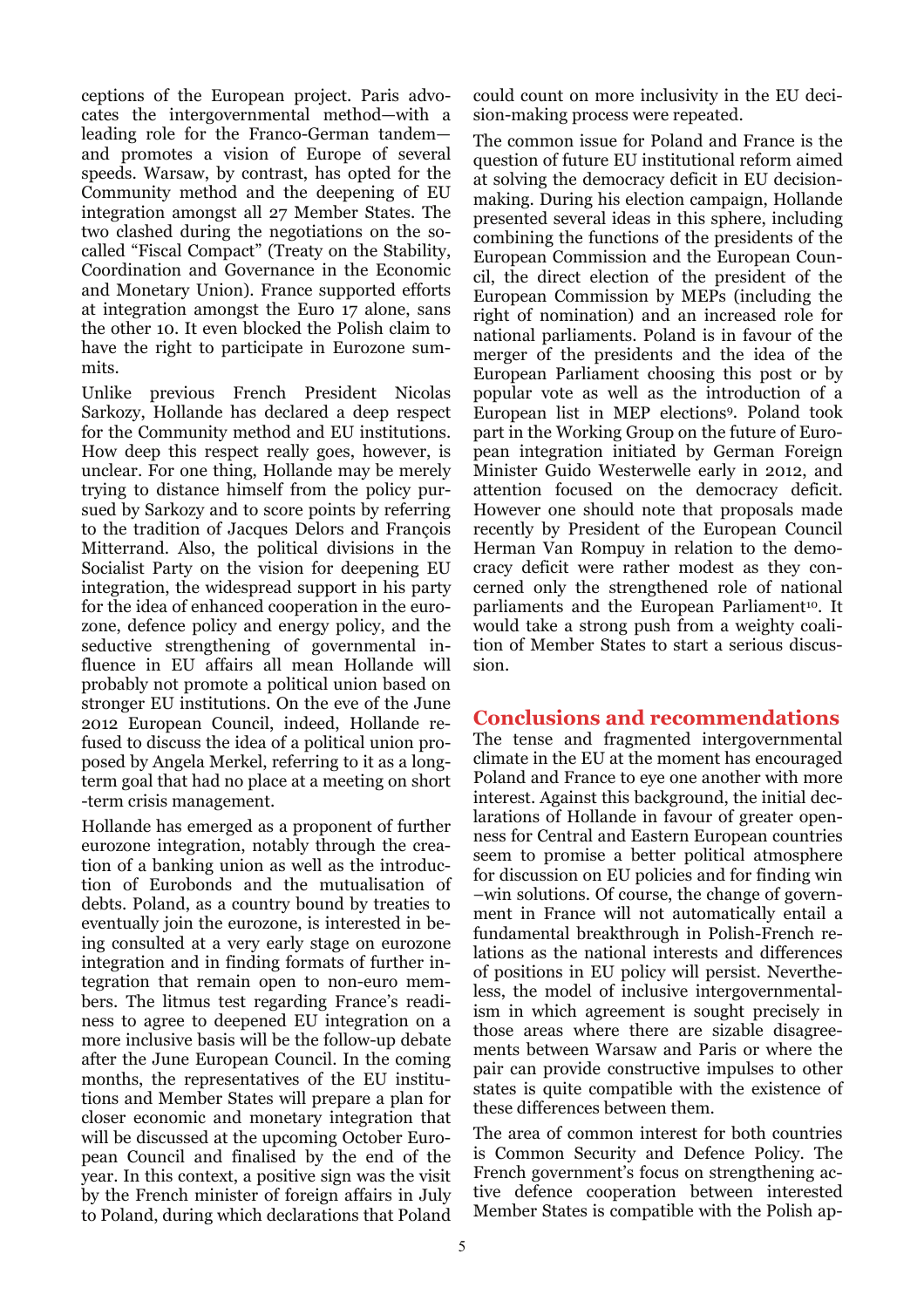ceptions of the European project. Paris advocates the intergovernmental method—with a leading role for the Franco-German tandem—and promotes a vision of Europe of several speeds. Warsaw, by contrast, has opted for the Community method and the deepening of EU integration amongst all 27 Member States. The two clashed during the negotiations on the so-called "Fiscal Compact" (Treaty on the Stability, Coordination and Governance in the Economic and Monetary Union). France supported efforts at integration amongst the Euro 17 alone, sans the other 10. It even blocked the Polish claim to have the right to participate in Eurozone summits.

Unlike previous French President Nicolas Sarkozy, Hollande has declared a deep respect for the Community method and EU institutions. How deep this respect really goes, however, is unclear. For one thing, Hollande may be merely trying to distance himself from the policy pursued by Sarkozy and to score points by referring to the tradition of Jacques Delors and François Mitterrand. Also, the political divisions in the Socialist Party on the vision for deepening EU integration, the widespread support in his party for the idea of enhanced cooperation in the eurozone, defence policy and energy policy, and the seductive strengthening of governmental influence in EU affairs all mean Hollande will probably not promote a political union based on stronger EU institutions. On the eve of the June 2012 European Council, indeed, Hollande refused to discuss the idea of a political union proposed by Angela Merkel, referring to it as a long-term goal that had no place at a meeting on short-term crisis management.

Hollande has emerged as a proponent of further eurozone integration, notably through the creation of a banking union as well as the introduction of Eurobonds and the mutualisation of debts. Poland, as a country bound by treaties to eventually join the eurozone, is interested in being consulted at a very early stage on eurozone integration and in finding formats of further integration that remain open to non-euro members. The litmus test regarding France's readiness to agree to deepened EU integration on a more inclusive basis will be the follow-up debate after the June European Council. In the coming months, the representatives of the EU institutions and Member States will prepare a plan for closer economic and monetary integration that will be discussed at the upcoming October European Council and finalised by the end of the year. In this context, a positive sign was the visit by the French minister of foreign affairs in July to Poland, during which declarations that Poland could count on more inclusivity in the EU decision-making process were repeated.

The common issue for Poland and France is the question of future EU institutional reform aimed at solving the democracy deficit in EU decision-making. During his election campaign, Hollande presented several ideas in this sphere, including combining the functions of the presidents of the European Commission and the European Council, the direct election of the president of the European Commission by MEPs (including the right of nomination) and an increased role for national parliaments. Poland is in favour of the merger of the presidents and the idea of the European Parliament choosing this post or by popular vote as well as the introduction of a European list in MEP elections[9]. Poland took part in the Working Group on the future of European integration initiated by German Foreign Minister Guido Westerwelle early in 2012, and attention focused on the democracy deficit. However one should note that proposals made recently by President of the European Council Herman Van Rompuy in relation to the democracy deficit were rather modest as they concerned only the strengthened role of national parliaments and the European Parliament[10]. It would take a strong push from a weighty coalition of Member States to start a serious discussion.

## Conclusions and recommendations

The tense and fragmented intergovernmental climate in the EU at the moment has encouraged Poland and France to eye one another with more interest. Against this background, the initial declarations of Hollande in favour of greater openness for Central and Eastern European countries seem to promise a better political atmosphere for discussion on EU policies and for finding win–win solutions. Of course, the change of government in France will not automatically entail a fundamental breakthrough in Polish-French relations as the national interests and differences of positions in EU policy will persist. Nevertheless, the model of inclusive intergovernmentalism in which agreement is sought precisely in those areas where there are sizable disagreements between Warsaw and Paris or where the pair can provide constructive impulses to other states is quite compatible with the existence of these differences between them.

The area of common interest for both countries is Common Security and Defence Policy. The French government's focus on strengthening active defence cooperation between interested Member States is compatible with the Polish ap-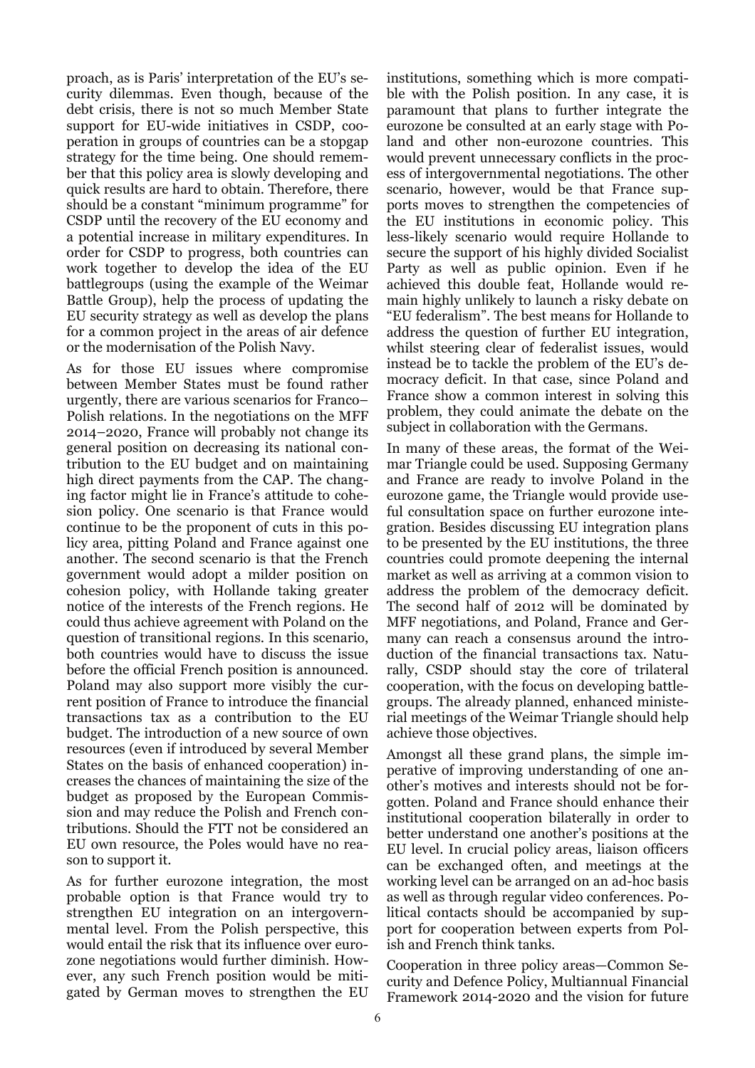proach, as is Paris' interpretation of the EU's security dilemmas. Even though, because of the debt crisis, there is not so much Member State support for EU-wide initiatives in CSDP, cooperation in groups of countries can be a stopgap strategy for the time being. One should remember that this policy area is slowly developing and quick results are hard to obtain. Therefore, there should be a constant "minimum programme" for CSDP until the recovery of the EU economy and a potential increase in military expenditures. In order for CSDP to progress, both countries can work together to develop the idea of the EU battlegroups (using the example of the Weimar Battle Group), help the process of updating the EU security strategy as well as develop the plans for a common project in the areas of air defence or the modernisation of the Polish Navy.

As for those EU issues where compromise between Member States must be found rather urgently, there are various scenarios for Franco–Polish relations. In the negotiations on the MFF 2014–2020, France will probably not change its general position on decreasing its national contribution to the EU budget and on maintaining high direct payments from the CAP. The changing factor might lie in France's attitude to cohesion policy. One scenario is that France would continue to be the proponent of cuts in this policy area, pitting Poland and France against one another. The second scenario is that the French government would adopt a milder position on cohesion policy, with Hollande taking greater notice of the interests of the French regions. He could thus achieve agreement with Poland on the question of transitional regions. In this scenario, both countries would have to discuss the issue before the official French position is announced. Poland may also support more visibly the current position of France to introduce the financial transactions tax as a contribution to the EU budget. The introduction of a new source of own resources (even if introduced by several Member States on the basis of enhanced cooperation) increases the chances of maintaining the size of the budget as proposed by the European Commission and may reduce the Polish and French contributions. Should the FTT not be considered an EU own resource, the Poles would have no reason to support it.

As for further eurozone integration, the most probable option is that France would try to strengthen EU integration on an intergovernmental level. From the Polish perspective, this would entail the risk that its influence over eurozone negotiations would further diminish. However, any such French position would be mitigated by German moves to strengthen the EU institutions, something which is more compatible with the Polish position. In any case, it is paramount that plans to further integrate the eurozone be consulted at an early stage with Poland and other non-eurozone countries. This would prevent unnecessary conflicts in the process of intergovernmental negotiations. The other scenario, however, would be that France supports moves to strengthen the competencies of the EU institutions in economic policy. This less-likely scenario would require Hollande to secure the support of his highly divided Socialist Party as well as public opinion. Even if he achieved this double feat, Hollande would remain highly unlikely to launch a risky debate on "EU federalism". The best means for Hollande to address the question of further EU integration, whilst steering clear of federalist issues, would instead be to tackle the problem of the EU's democracy deficit. In that case, since Poland and France show a common interest in solving this problem, they could animate the debate on the subject in collaboration with the Germans.

In many of these areas, the format of the Weimar Triangle could be used. Supposing Germany and France are ready to involve Poland in the eurozone game, the Triangle would provide useful consultation space on further eurozone integration. Besides discussing EU integration plans to be presented by the EU institutions, the three countries could promote deepening the internal market as well as arriving at a common vision to address the problem of the democracy deficit. The second half of 2012 will be dominated by MFF negotiations, and Poland, France and Germany can reach a consensus around the introduction of the financial transactions tax. Naturally, CSDP should stay the core of trilateral cooperation, with the focus on developing battlegroups. The already planned, enhanced ministerial meetings of the Weimar Triangle should help achieve those objectives.

Amongst all these grand plans, the simple imperative of improving understanding of one another's motives and interests should not be forgotten. Poland and France should enhance their institutional cooperation bilaterally in order to better understand one another's positions at the EU level. In crucial policy areas, liaison officers can be exchanged often, and meetings at the working level can be arranged on an ad-hoc basis as well as through regular video conferences. Political contacts should be accompanied by support for cooperation between experts from Polish and French think tanks.

Cooperation in three policy areas—Common Security and Defence Policy, Multiannual Financial Framework 2014-2020 and the vision for future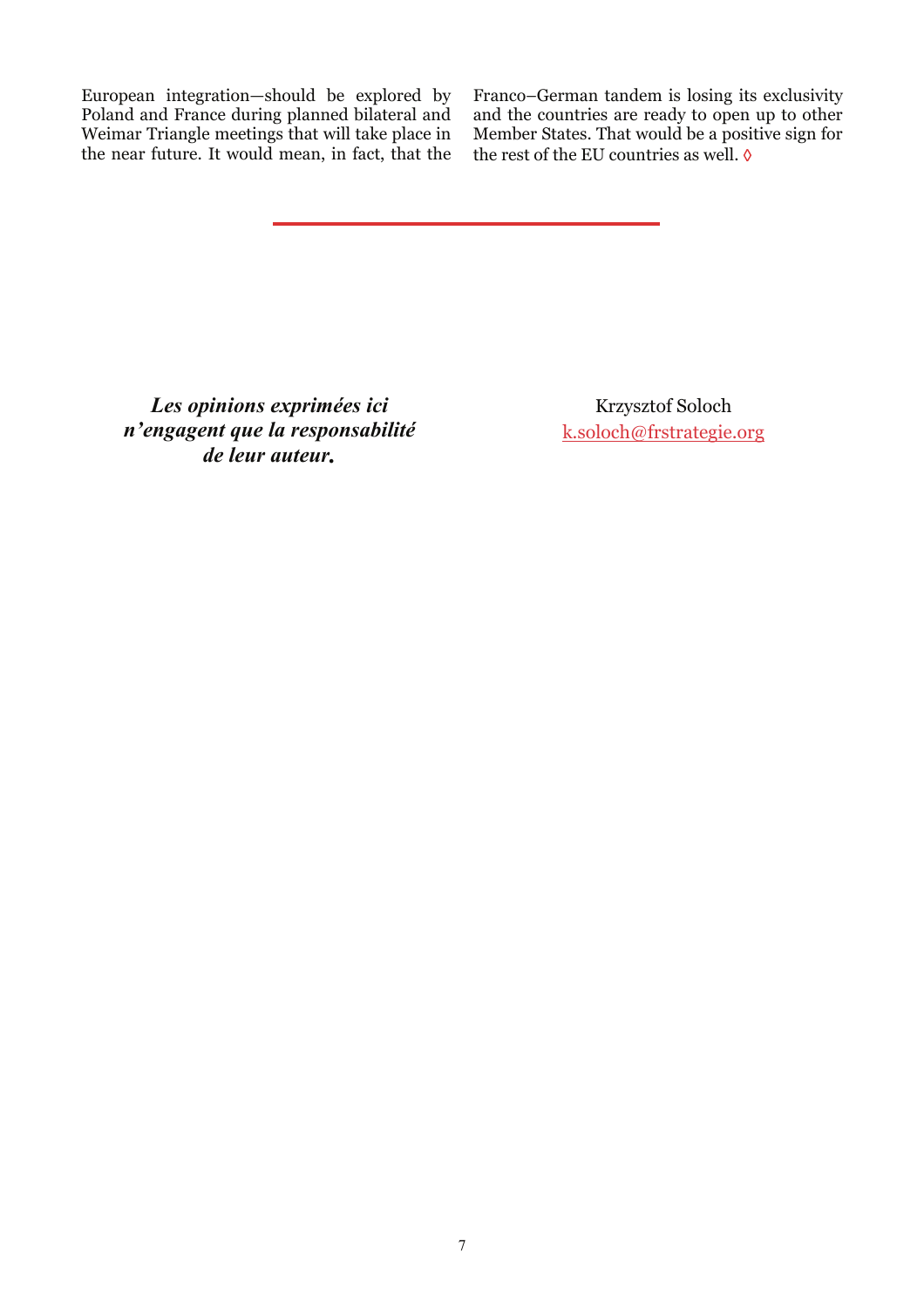European integration—should be explored by Poland and France during planned bilateral and Weimar Triangle meetings that will take place in the near future. It would mean, in fact, that the Franco–German tandem is losing its exclusivity and the countries are ready to open up to other Member States. That would be a positive sign for the rest of the EU countries as well. ◊

---

***Les opinions exprimées ici n'engagent que la responsabilité de leur auteur.***

Krzysztof Soloch
k.soloch@frstrategie.org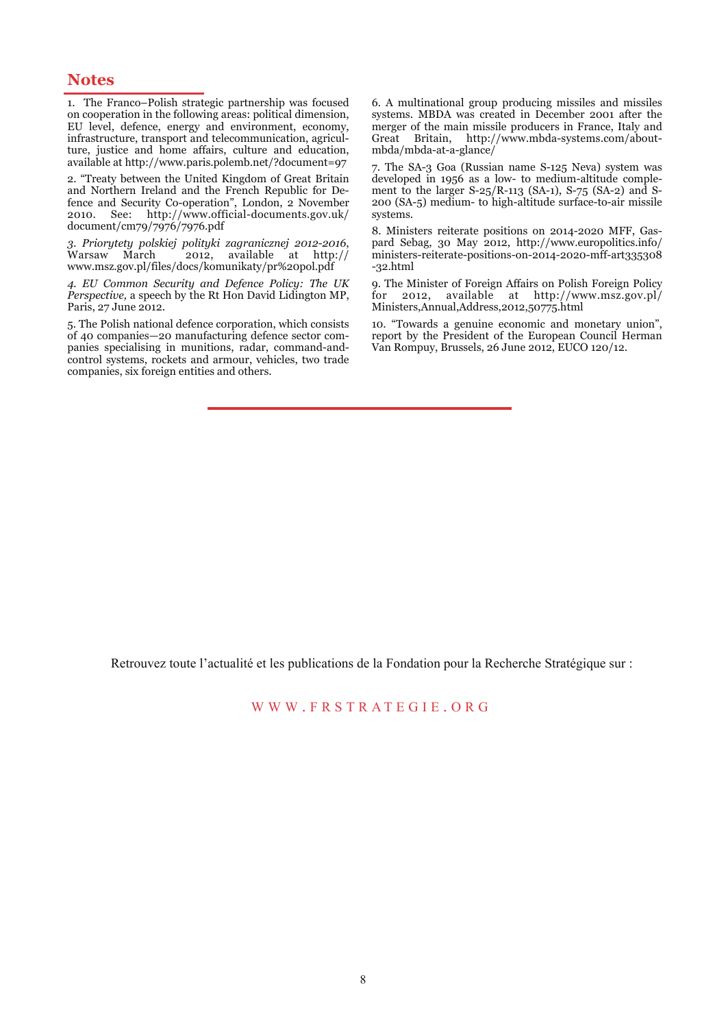## Notes

1. The Franco–Polish strategic partnership was focused on cooperation in the following areas: political dimension, EU level, defence, energy and environment, economy, infrastructure, transport and telecommunication, agriculture, justice and home affairs, culture and education, available at http://www.paris.polemb.net/?document=97

2. "Treaty between the United Kingdom of Great Britain and Northern Ireland and the French Republic for Defence and Security Co-operation", London, 2 November 2010. See: http://www.official-documents.gov.uk/document/cm79/7976/7976.pdf

3. *Priorytety polskiej polityki zagranicznej 2012-2016*, Warsaw March 2012, available at http://www.msz.gov.pl/files/docs/komunikaty/pr%20pol.pdf

4. *EU Common Security and Defence Policy: The UK Perspective*, a speech by the Rt Hon David Lidington MP, Paris, 27 June 2012.

5. The Polish national defence corporation, which consists of 40 companies—20 manufacturing defence sector companies specialising in munitions, radar, command-and-control systems, rockets and armour, vehicles, two trade companies, six foreign entities and others.

6. A multinational group producing missiles and missiles systems. MBDA was created in December 2001 after the merger of the main missile producers in France, Italy and Great Britain, http://www.mbda-systems.com/about-mbda/mbda-at-a-glance/

7. The SA-3 Goa (Russian name S-125 Neva) system was developed in 1956 as a low- to medium-altitude complement to the larger S-25/R-113 (SA-1), S-75 (SA-2) and S-200 (SA-5) medium- to high-altitude surface-to-air missile systems.

8. Ministers reiterate positions on 2014-2020 MFF, Gaspard Sebag, 30 May 2012, http://www.europolitics.info/ministers-reiterate-positions-on-2014-2020-mff-art335308-32.html

9. The Minister of Foreign Affairs on Polish Foreign Policy for 2012, available at http://www.msz.gov.pl/Ministers,Annual,Address,2012,50775.html

10. "Towards a genuine economic and monetary union", report by the President of the European Council Herman Van Rompuy, Brussels, 26 June 2012, EUCO 120/12.

---

Retrouvez toute l'actualité et les publications de la Fondation pour la Recherche Stratégique sur :

WWW.FRSTRATEGIE.ORG